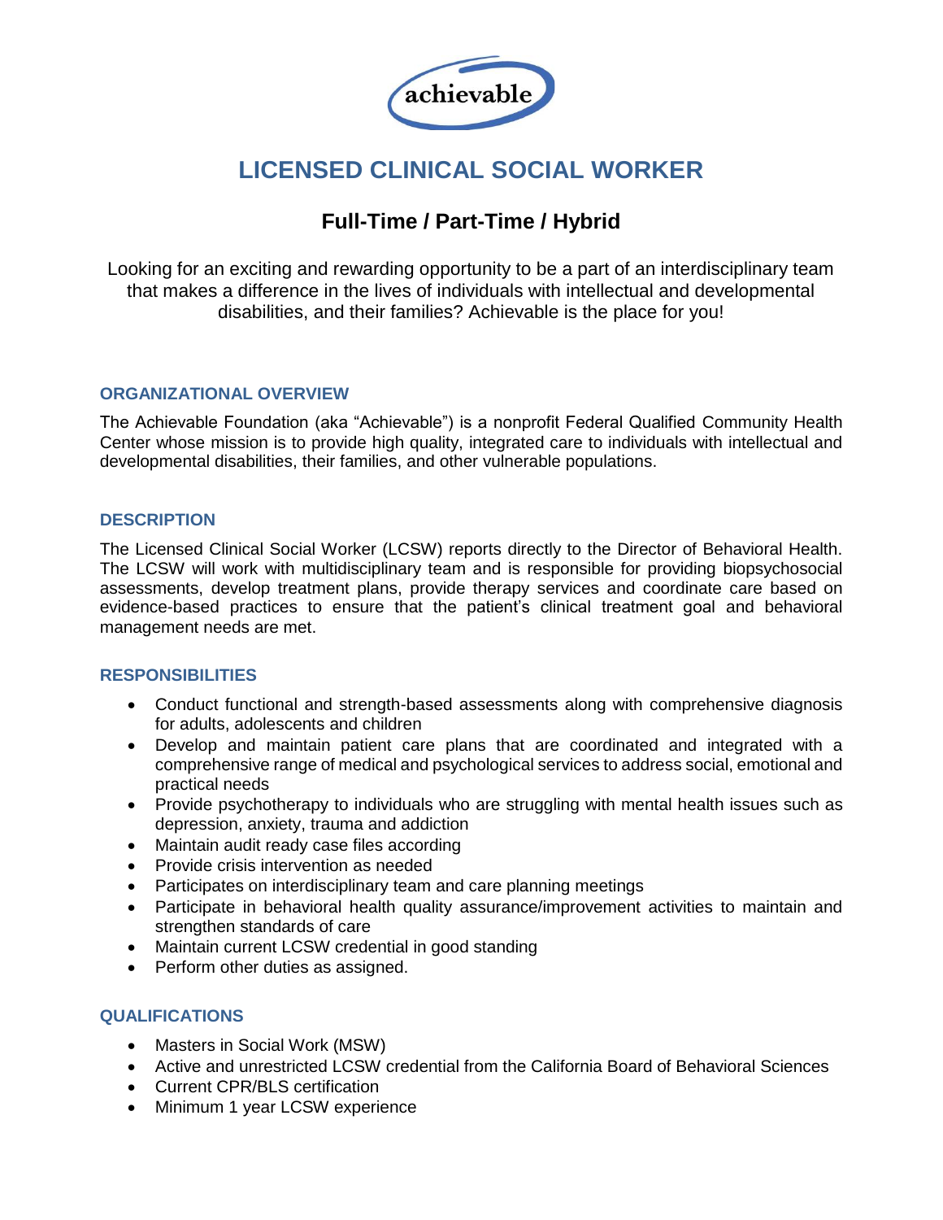achievable

# LICENSED CLINICAL SOCIAL WORKER

## Full-Time / Part-Time / Hybrid

Looking for an exciting and rewarding opportunity to be a part of an interdisciplinary team that makes a difference in the lives of individuals with intellectual and developmental disabilities, and their families? Achievable is the place for you!

### ORGANIZATIONAL OVERVIEW

The Achievable Foundation (aka "Achievable") is a nonprofit Federal Qualified Community Health Center whose mission is to provide high quality, integrated care to individuals with intellectual and developmental disabilities, their families, and other vulnerable populations.

### DESCRIPTION

The Licensed Clinical Social Worker (LCSW) reports directly to the Director of Behavioral Health. The LCSW will work with multidisciplinary team and is responsible for providing biopsychosocial assessments, develop treatment plans, provide therapy services and coordinate care based on evidence-based practices to ensure that the patient's clinical treatment goal and behavioral management needs are met.

### RESPONSIBILITIES

- Conduct functional and strength-based assessments along with comprehensive diagnosis for adults, adolescents and children
- Develop and maintain patient care plans that are coordinated and integrated with a comprehensive range of medical and psychological services to address social, emotional and practical needs
- Provide psychotherapy to individuals who are struggling with mental health issues such as depression, anxiety, trauma and addiction
- Maintain audit ready case files according
- Provide crisis intervention as needed
- Participates on interdisciplinary team and care planning meetings
- Participate in behavioral health quality assurance/improvement activities to maintain and strengthen standards of care
- Maintain current LCSW credential in good standing
- Perform other duties as assigned.

### QUALIFICATIONS

- Masters in Social Work (MSW)
- Active and unrestricted LCSW credential from the California Board of Behavioral Sciences
- Current CPR/BLS certification
- Minimum 1 year LCSW experience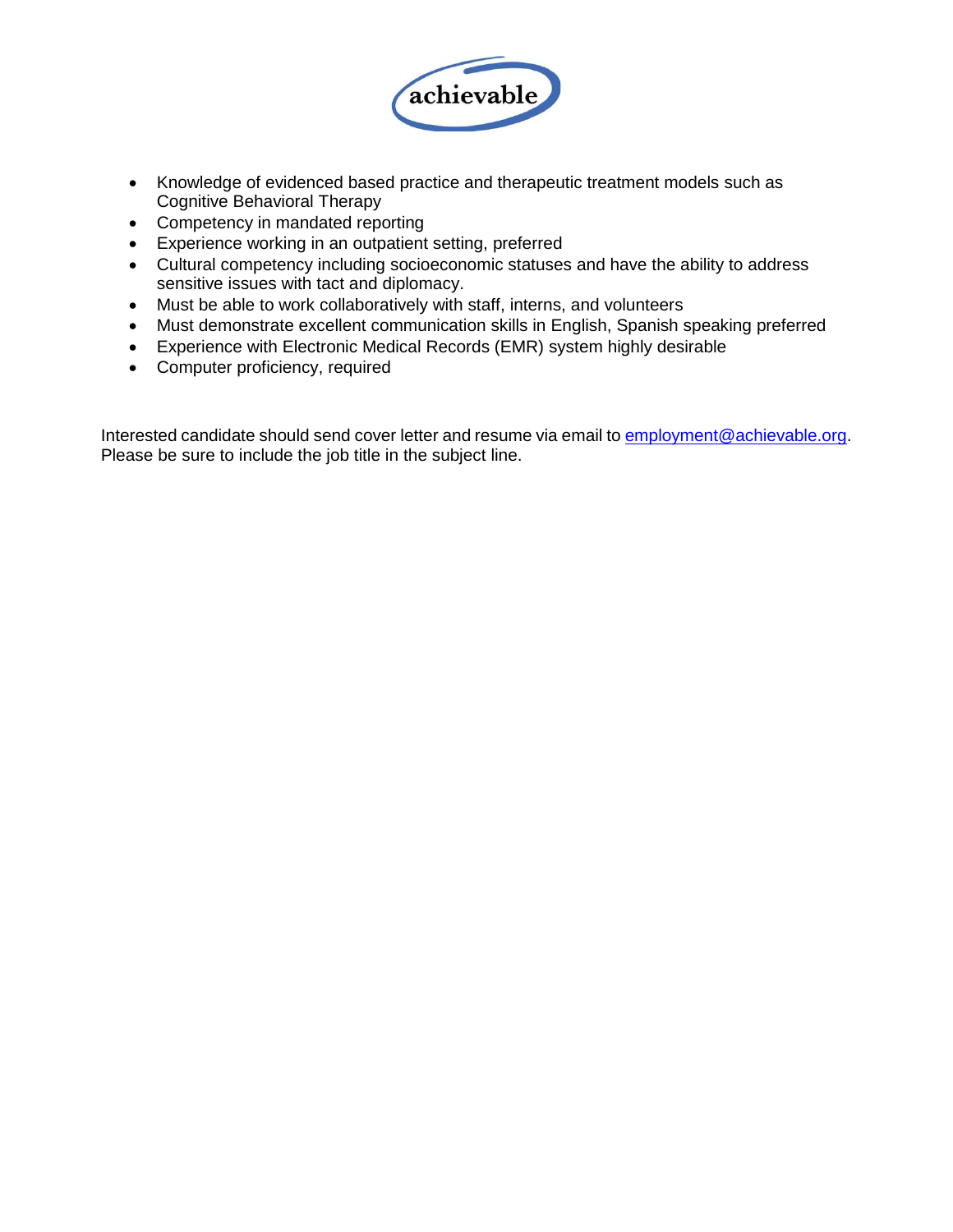- Knowledge of evidenced based practice and therapeutic treatment models such as Cognitive Behavioral Therapy
- Competency in mandated reporting
- Experience working in an outpatient setting, preferred
- Cultural competency including socioeconomic statuses and have the ability to address sensitive issues with tact and diplomacy.
- Must be able to work collaboratively with staff, interns, and volunteers
- Must demonstrate excellent communication skills in English, Spanish speaking preferred
- Experience with Electronic Medical Records (EMR) system highly desirable
- Computer proficiency, required

Interested candidate should send cover letter and resume via email to employment@achievable.org. Please be sure to include the job title in the subject line.